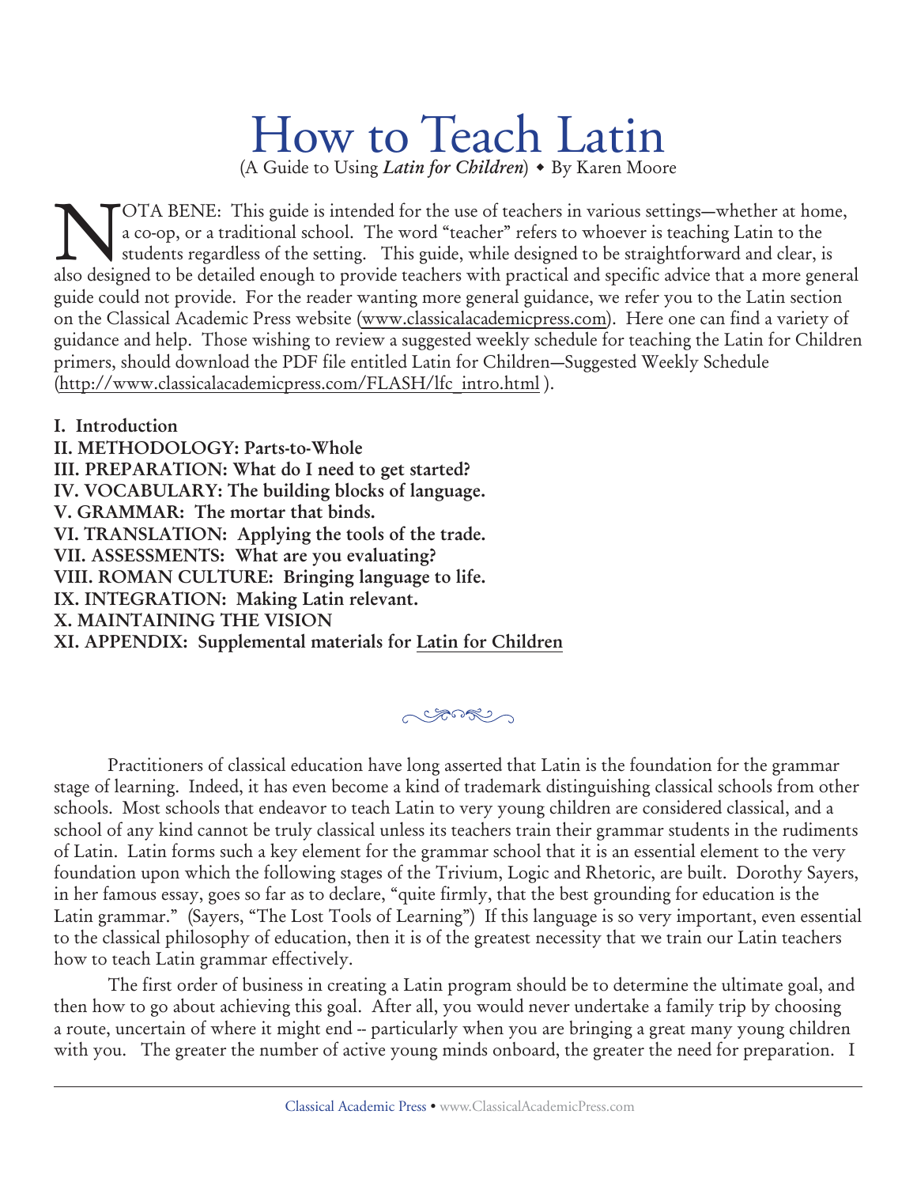# How to Teach Latin

(A Guide to Using *Latin for Children*) ◆ By Karen Moore

NOTA BENE: This guide is intended for the use of teachers in various settings—whether at home, a co-op, or a traditional school. The word "teacher" refers to whoever is teaching Latin to the students regardless of the setting. This guide, while designed to be straightforward and clear, is also designed to be detailed enough to provide teachers with practical and specific advice that a more general guide could not provide. For the reader wanting more general guidance, we refer you to the Latin section on the Classical Academic Press website (www.classicalacademicpress.com). Here one can find a variety of guidance and help. Those wishing to review a suggested weekly schedule for teaching the Latin for Children primers, should download the PDF file entitled Latin for Children—Suggested Weekly Schedule (http://www.classicalacademicpress.com/FLASH/lfc_intro.html ).

**I. Introduction**
**II. METHODOLOGY: Parts-to-Whole**
**III. PREPARATION: What do I need to get started?**
**IV. VOCABULARY: The building blocks of language.**
**V. GRAMMAR: The mortar that binds.**
**VI. TRANSLATION: Applying the tools of the trade.**
**VII. ASSESSMENTS: What are you evaluating?**
**VIII. ROMAN CULTURE: Bringing language to life.**
**IX. INTEGRATION: Making Latin relevant.**
**X. MAINTAINING THE VISION**
**XI. APPENDIX: Supplemental materials for Latin for Children**

Practitioners of classical education have long asserted that Latin is the foundation for the grammar stage of learning. Indeed, it has even become a kind of trademark distinguishing classical schools from other schools. Most schools that endeavor to teach Latin to very young children are considered classical, and a school of any kind cannot be truly classical unless its teachers train their grammar students in the rudiments of Latin. Latin forms such a key element for the grammar school that it is an essential element to the very foundation upon which the following stages of the Trivium, Logic and Rhetoric, are built. Dorothy Sayers, in her famous essay, goes so far as to declare, "quite firmly, that the best grounding for education is the Latin grammar." (Sayers, "The Lost Tools of Learning") If this language is so very important, even essential to the classical philosophy of education, then it is of the greatest necessity that we train our Latin teachers how to teach Latin grammar effectively.

The first order of business in creating a Latin program should be to determine the ultimate goal, and then how to go about achieving this goal. After all, you would never undertake a family trip by choosing a route, uncertain of where it might end -- particularly when you are bringing a great many young children with you. The greater the number of active young minds onboard, the greater the need for preparation. I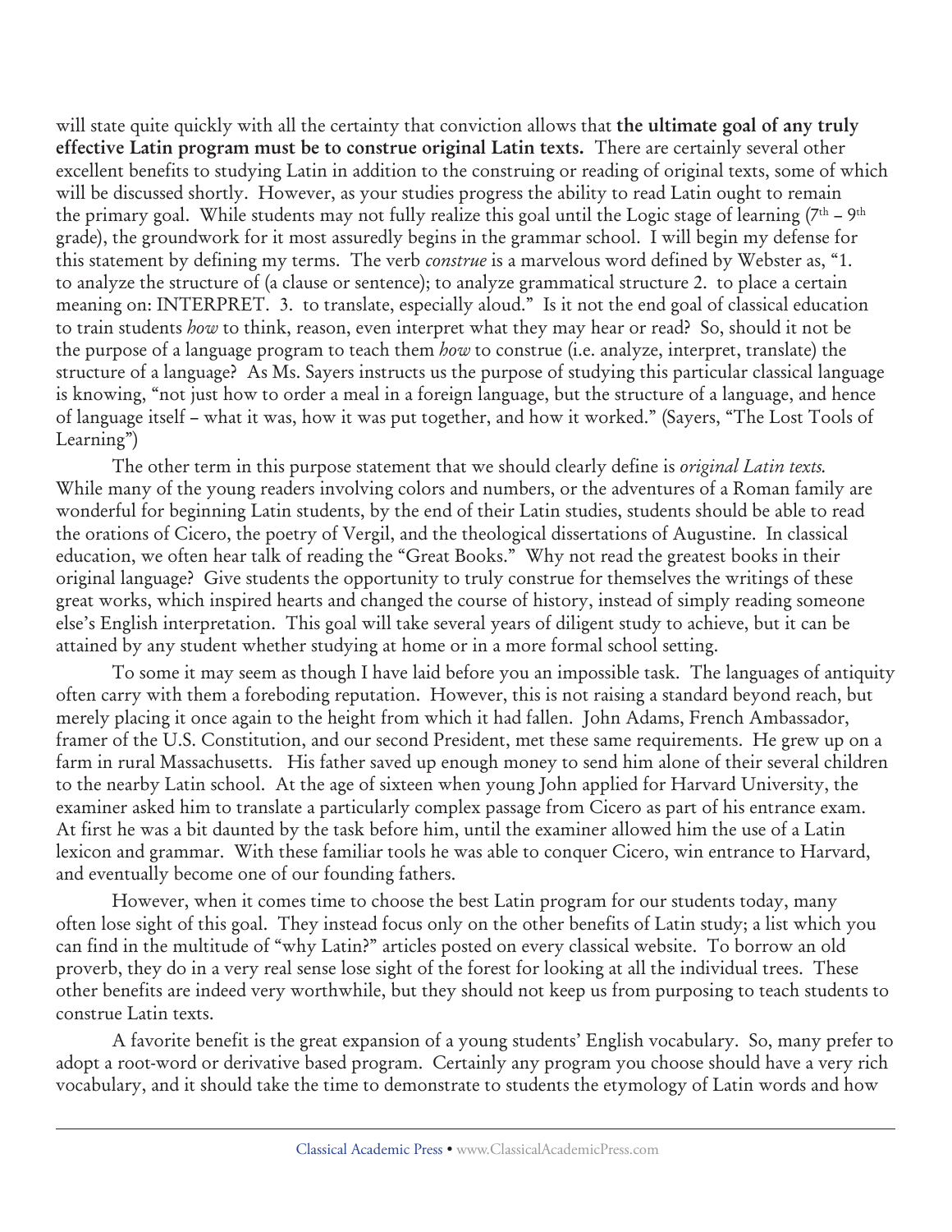will state quite quickly with all the certainty that conviction allows that **the ultimate goal of any truly effective Latin program must be to construe original Latin texts.** There are certainly several other excellent benefits to studying Latin in addition to the construing or reading of original texts, some of which will be discussed shortly. However, as your studies progress the ability to read Latin ought to remain the primary goal. While students may not fully realize this goal until the Logic stage of learning (7th – 9th grade), the groundwork for it most assuredly begins in the grammar school. I will begin my defense for this statement by defining my terms. The verb *construe* is a marvelous word defined by Webster as, "1. to analyze the structure of (a clause or sentence); to analyze grammatical structure 2. to place a certain meaning on: INTERPRET. 3. to translate, especially aloud." Is it not the end goal of classical education to train students *how* to think, reason, even interpret what they may hear or read? So, should it not be the purpose of a language program to teach them *how* to construe (i.e. analyze, interpret, translate) the structure of a language? As Ms. Sayers instructs us the purpose of studying this particular classical language is knowing, "not just how to order a meal in a foreign language, but the structure of a language, and hence of language itself – what it was, how it was put together, and how it worked." (Sayers, "The Lost Tools of Learning")

The other term in this purpose statement that we should clearly define is *original Latin texts.* While many of the young readers involving colors and numbers, or the adventures of a Roman family are wonderful for beginning Latin students, by the end of their Latin studies, students should be able to read the orations of Cicero, the poetry of Vergil, and the theological dissertations of Augustine. In classical education, we often hear talk of reading the "Great Books." Why not read the greatest books in their original language? Give students the opportunity to truly construe for themselves the writings of these great works, which inspired hearts and changed the course of history, instead of simply reading someone else's English interpretation. This goal will take several years of diligent study to achieve, but it can be attained by any student whether studying at home or in a more formal school setting.

To some it may seem as though I have laid before you an impossible task. The languages of antiquity often carry with them a foreboding reputation. However, this is not raising a standard beyond reach, but merely placing it once again to the height from which it had fallen. John Adams, French Ambassador, framer of the U.S. Constitution, and our second President, met these same requirements. He grew up on a farm in rural Massachusetts. His father saved up enough money to send him alone of their several children to the nearby Latin school. At the age of sixteen when young John applied for Harvard University, the examiner asked him to translate a particularly complex passage from Cicero as part of his entrance exam. At first he was a bit daunted by the task before him, until the examiner allowed him the use of a Latin lexicon and grammar. With these familiar tools he was able to conquer Cicero, win entrance to Harvard, and eventually become one of our founding fathers.

However, when it comes time to choose the best Latin program for our students today, many often lose sight of this goal. They instead focus only on the other benefits of Latin study; a list which you can find in the multitude of "why Latin?" articles posted on every classical website. To borrow an old proverb, they do in a very real sense lose sight of the forest for looking at all the individual trees. These other benefits are indeed very worthwhile, but they should not keep us from purposing to teach students to construe Latin texts.

A favorite benefit is the great expansion of a young students' English vocabulary. So, many prefer to adopt a root-word or derivative based program. Certainly any program you choose should have a very rich vocabulary, and it should take the time to demonstrate to students the etymology of Latin words and how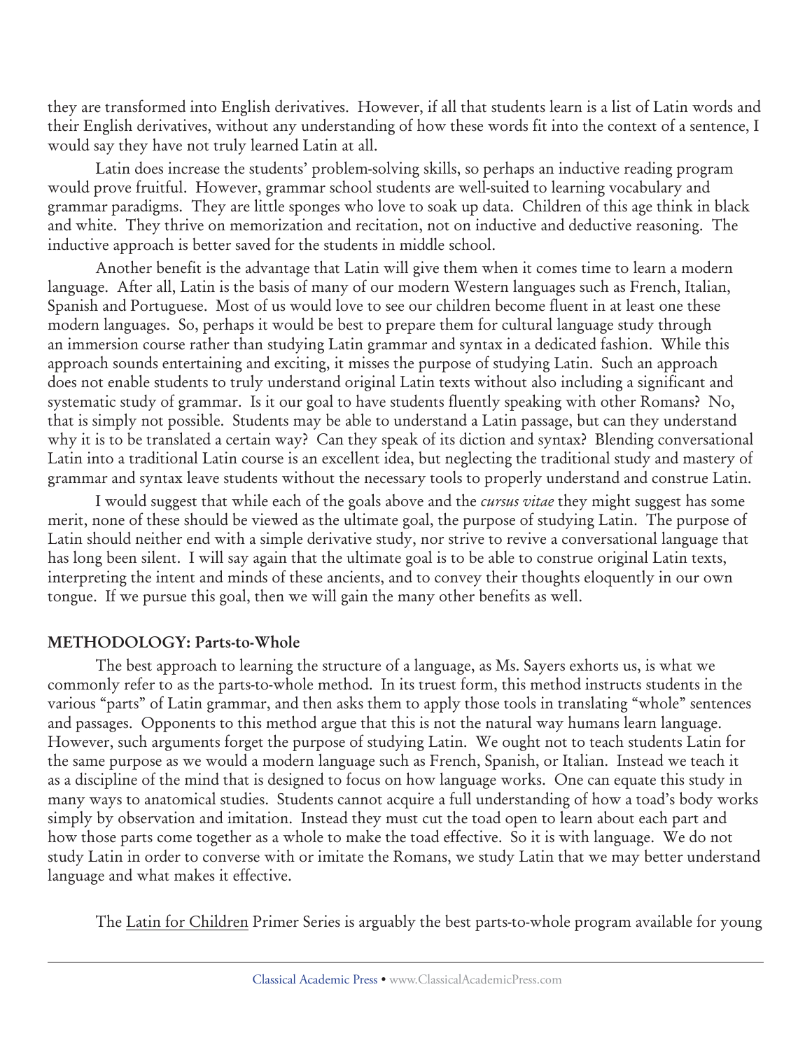they are transformed into English derivatives. However, if all that students learn is a list of Latin words and their English derivatives, without any understanding of how these words fit into the context of a sentence, I would say they have not truly learned Latin at all.

Latin does increase the students' problem-solving skills, so perhaps an inductive reading program would prove fruitful. However, grammar school students are well-suited to learning vocabulary and grammar paradigms. They are little sponges who love to soak up data. Children of this age think in black and white. They thrive on memorization and recitation, not on inductive and deductive reasoning. The inductive approach is better saved for the students in middle school.

Another benefit is the advantage that Latin will give them when it comes time to learn a modern language. After all, Latin is the basis of many of our modern Western languages such as French, Italian, Spanish and Portuguese. Most of us would love to see our children become fluent in at least one these modern languages. So, perhaps it would be best to prepare them for cultural language study through an immersion course rather than studying Latin grammar and syntax in a dedicated fashion. While this approach sounds entertaining and exciting, it misses the purpose of studying Latin. Such an approach does not enable students to truly understand original Latin texts without also including a significant and systematic study of grammar. Is it our goal to have students fluently speaking with other Romans? No, that is simply not possible. Students may be able to understand a Latin passage, but can they understand why it is to be translated a certain way? Can they speak of its diction and syntax? Blending conversational Latin into a traditional Latin course is an excellent idea, but neglecting the traditional study and mastery of grammar and syntax leave students without the necessary tools to properly understand and construe Latin.

I would suggest that while each of the goals above and the *cursus vitae* they might suggest has some merit, none of these should be viewed as the ultimate goal, the purpose of studying Latin. The purpose of Latin should neither end with a simple derivative study, nor strive to revive a conversational language that has long been silent. I will say again that the ultimate goal is to be able to construe original Latin texts, interpreting the intent and minds of these ancients, and to convey their thoughts eloquently in our own tongue. If we pursue this goal, then we will gain the many other benefits as well.

**METHODOLOGY: Parts-to-Whole**

The best approach to learning the structure of a language, as Ms. Sayers exhorts us, is what we commonly refer to as the parts-to-whole method. In its truest form, this method instructs students in the various "parts" of Latin grammar, and then asks them to apply those tools in translating "whole" sentences and passages. Opponents to this method argue that this is not the natural way humans learn language. However, such arguments forget the purpose of studying Latin. We ought not to teach students Latin for the same purpose as we would a modern language such as French, Spanish, or Italian. Instead we teach it as a discipline of the mind that is designed to focus on how language works. One can equate this study in many ways to anatomical studies. Students cannot acquire a full understanding of how a toad's body works simply by observation and imitation. Instead they must cut the toad open to learn about each part and how those parts come together as a whole to make the toad effective. So it is with language. We do not study Latin in order to converse with or imitate the Romans, we study Latin that we may better understand language and what makes it effective.

The Latin for Children Primer Series is arguably the best parts-to-whole program available for young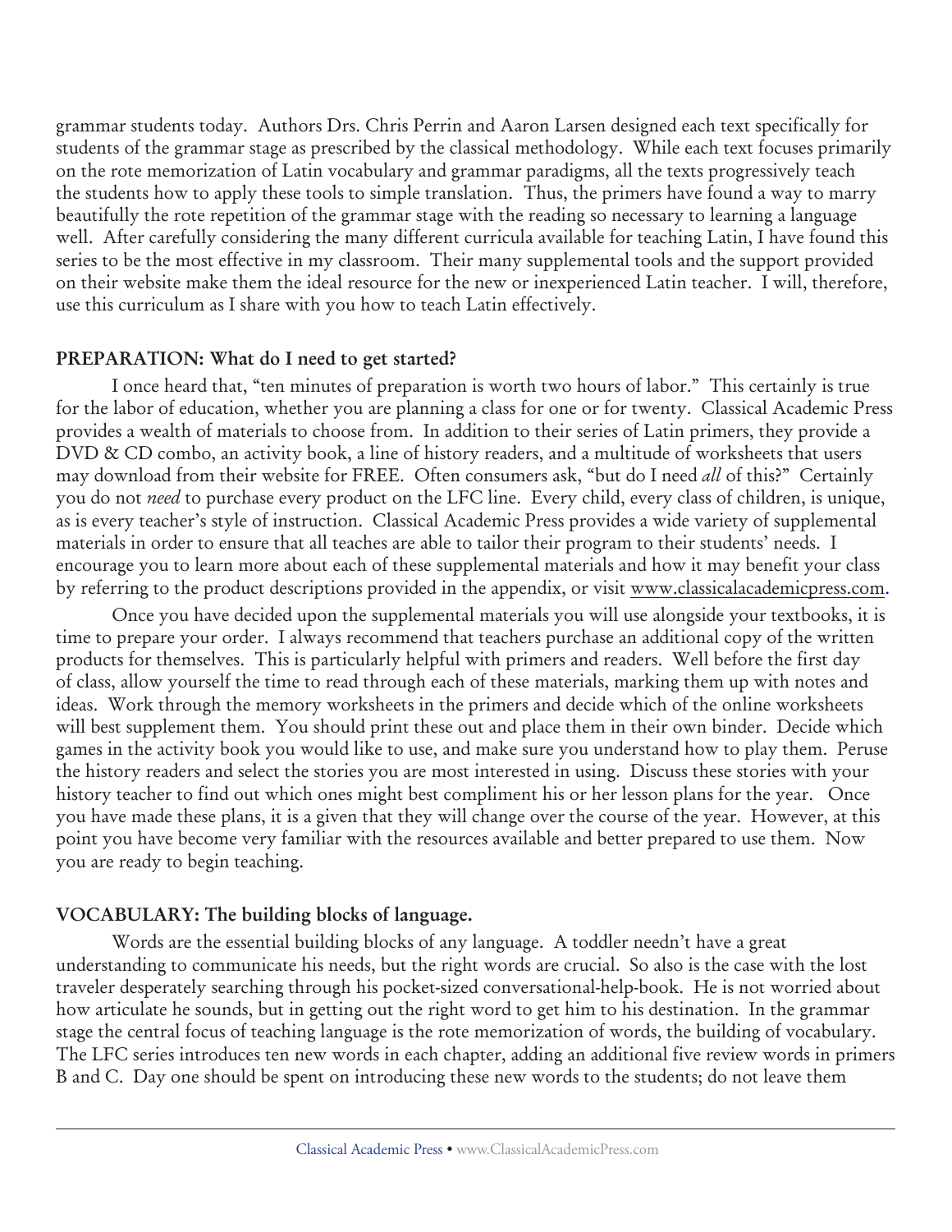grammar students today. Authors Drs. Chris Perrin and Aaron Larsen designed each text specifically for students of the grammar stage as prescribed by the classical methodology. While each text focuses primarily on the rote memorization of Latin vocabulary and grammar paradigms, all the texts progressively teach the students how to apply these tools to simple translation. Thus, the primers have found a way to marry beautifully the rote repetition of the grammar stage with the reading so necessary to learning a language well. After carefully considering the many different curricula available for teaching Latin, I have found this series to be the most effective in my classroom. Their many supplemental tools and the support provided on their website make them the ideal resource for the new or inexperienced Latin teacher. I will, therefore, use this curriculum as I share with you how to teach Latin effectively.

## PREPARATION: What do I need to get started?

I once heard that, "ten minutes of preparation is worth two hours of labor." This certainly is true for the labor of education, whether you are planning a class for one or for twenty. Classical Academic Press provides a wealth of materials to choose from. In addition to their series of Latin primers, they provide a DVD & CD combo, an activity book, a line of history readers, and a multitude of worksheets that users may download from their website for FREE. Often consumers ask, "but do I need *all* of this?" Certainly you do not *need* to purchase every product on the LFC line. Every child, every class of children, is unique, as is every teacher's style of instruction. Classical Academic Press provides a wide variety of supplemental materials in order to ensure that all teaches are able to tailor their program to their students' needs. I encourage you to learn more about each of these supplemental materials and how it may benefit your class by referring to the product descriptions provided in the appendix, or visit www.classicalacademicpress.com.

Once you have decided upon the supplemental materials you will use alongside your textbooks, it is time to prepare your order. I always recommend that teachers purchase an additional copy of the written products for themselves. This is particularly helpful with primers and readers. Well before the first day of class, allow yourself the time to read through each of these materials, marking them up with notes and ideas. Work through the memory worksheets in the primers and decide which of the online worksheets will best supplement them. You should print these out and place them in their own binder. Decide which games in the activity book you would like to use, and make sure you understand how to play them. Peruse the history readers and select the stories you are most interested in using. Discuss these stories with your history teacher to find out which ones might best compliment his or her lesson plans for the year. Once you have made these plans, it is a given that they will change over the course of the year. However, at this point you have become very familiar with the resources available and better prepared to use them. Now you are ready to begin teaching.

## VOCABULARY: The building blocks of language.

Words are the essential building blocks of any language. A toddler needn't have a great understanding to communicate his needs, but the right words are crucial. So also is the case with the lost traveler desperately searching through his pocket-sized conversational-help-book. He is not worried about how articulate he sounds, but in getting out the right word to get him to his destination. In the grammar stage the central focus of teaching language is the rote memorization of words, the building of vocabulary. The LFC series introduces ten new words in each chapter, adding an additional five review words in primers B and C. Day one should be spent on introducing these new words to the students; do not leave them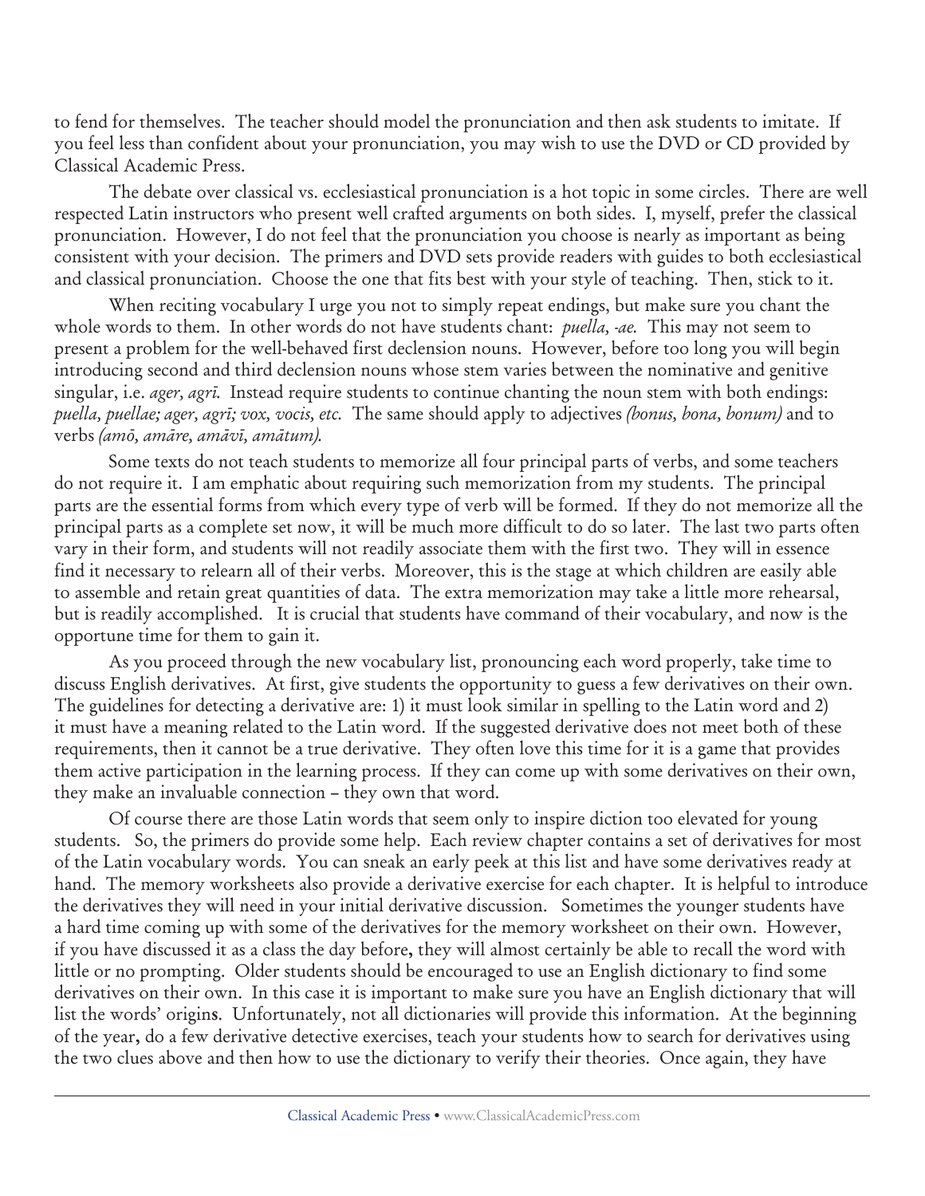to fend for themselves. The teacher should model the pronunciation and then ask students to imitate. If you feel less than confident about your pronunciation, you may wish to use the DVD or CD provided by Classical Academic Press.

The debate over classical vs. ecclesiastical pronunciation is a hot topic in some circles. There are well respected Latin instructors who present well crafted arguments on both sides. I, myself, prefer the classical pronunciation. However, I do not feel that the pronunciation you choose is nearly as important as being consistent with your decision. The primers and DVD sets provide readers with guides to both ecclesiastical and classical pronunciation. Choose the one that fits best with your style of teaching. Then, stick to it.

When reciting vocabulary I urge you not to simply repeat endings, but make sure you chant the whole words to them. In other words do not have students chant: *puella, -ae.* This may not seem to present a problem for the well-behaved first declension nouns. However, before too long you will begin introducing second and third declension nouns whose stem varies between the nominative and genitive singular, i.e. *ager, agrī.* Instead require students to continue chanting the noun stem with both endings: *puella, puellae; ager, agrī; vox, vocis, etc.* The same should apply to adjectives *(bonus, bona, bonum)* and to verbs *(amō, amāre, amāvī, amātum).*

Some texts do not teach students to memorize all four principal parts of verbs, and some teachers do not require it. I am emphatic about requiring such memorization from my students. The principal parts are the essential forms from which every type of verb will be formed. If they do not memorize all the principal parts as a complete set now, it will be much more difficult to do so later. The last two parts often vary in their form, and students will not readily associate them with the first two. They will in essence find it necessary to relearn all of their verbs. Moreover, this is the stage at which children are easily able to assemble and retain great quantities of data. The extra memorization may take a little more rehearsal, but is readily accomplished. It is crucial that students have command of their vocabulary, and now is the opportune time for them to gain it.

As you proceed through the new vocabulary list, pronouncing each word properly, take time to discuss English derivatives. At first, give students the opportunity to guess a few derivatives on their own. The guidelines for detecting a derivative are: 1) it must look similar in spelling to the Latin word and 2) it must have a meaning related to the Latin word. If the suggested derivative does not meet both of these requirements, then it cannot be a true derivative. They often love this time for it is a game that provides them active participation in the learning process. If they can come up with some derivatives on their own, they make an invaluable connection – they own that word.

Of course there are those Latin words that seem only to inspire diction too elevated for young students. So, the primers do provide some help. Each review chapter contains a set of derivatives for most of the Latin vocabulary words. You can sneak an early peek at this list and have some derivatives ready at hand. The memory worksheets also provide a derivative exercise for each chapter. It is helpful to introduce the derivatives they will need in your initial derivative discussion. Sometimes the younger students have a hard time coming up with some of the derivatives for the memory worksheet on their own. However, if you have discussed it as a class the day before, they will almost certainly be able to recall the word with little or no prompting. Older students should be encouraged to use an English dictionary to find some derivatives on their own. In this case it is important to make sure you have an English dictionary that will list the words' origins. Unfortunately, not all dictionaries will provide this information. At the beginning of the year, do a few derivative detective exercises, teach your students how to search for derivatives using the two clues above and then how to use the dictionary to verify their theories. Once again, they have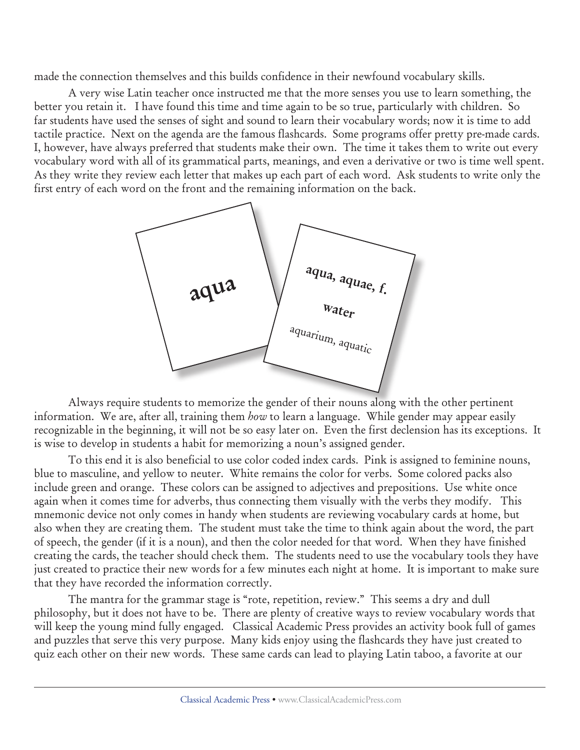made the connection themselves and this builds confidence in their newfound vocabulary skills.

A very wise Latin teacher once instructed me that the more senses you use to learn something, the better you retain it. I have found this time and time again to be so true, particularly with children. So far students have used the senses of sight and sound to learn their vocabulary words; now it is time to add tactile practice. Next on the agenda are the famous flashcards. Some programs offer pretty pre-made cards. I, however, have always preferred that students make their own. The time it takes them to write out every vocabulary word with all of its grammatical parts, meanings, and even a derivative or two is time well spent. As they write they review each letter that makes up each part of each word. Ask students to write only the first entry of each word on the front and the remaining information on the back.

Always require students to memorize the gender of their nouns along with the other pertinent information. We are, after all, training them *how* to learn a language. While gender may appear easily recognizable in the beginning, it will not be so easy later on. Even the first declension has its exceptions. It is wise to develop in students a habit for memorizing a noun's assigned gender.

To this end it is also beneficial to use color coded index cards. Pink is assigned to feminine nouns, blue to masculine, and yellow to neuter. White remains the color for verbs. Some colored packs also include green and orange. These colors can be assigned to adjectives and prepositions. Use white once again when it comes time for adverbs, thus connecting them visually with the verbs they modify. This mnemonic device not only comes in handy when students are reviewing vocabulary cards at home, but also when they are creating them. The student must take the time to think again about the word, the part of speech, the gender (if it is a noun), and then the color needed for that word. When they have finished creating the cards, the teacher should check them. The students need to use the vocabulary tools they have just created to practice their new words for a few minutes each night at home. It is important to make sure that they have recorded the information correctly.

The mantra for the grammar stage is "rote, repetition, review." This seems a dry and dull philosophy, but it does not have to be. There are plenty of creative ways to review vocabulary words that will keep the young mind fully engaged. Classical Academic Press provides an activity book full of games and puzzles that serve this very purpose. Many kids enjoy using the flashcards they have just created to quiz each other on their new words. These same cards can lead to playing Latin taboo, a favorite at our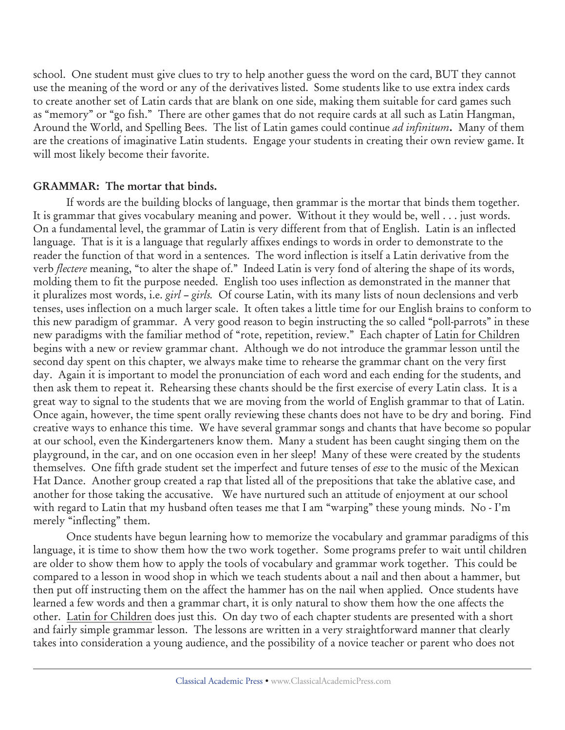school. One student must give clues to try to help another guess the word on the card, BUT they cannot use the meaning of the word or any of the derivatives listed. Some students like to use extra index cards to create another set of Latin cards that are blank on one side, making them suitable for card games such as "memory" or "go fish." There are other games that do not require cards at all such as Latin Hangman, Around the World, and Spelling Bees. The list of Latin games could continue *ad infinitum*. Many of them are the creations of imaginative Latin students. Engage your students in creating their own review game. It will most likely become their favorite.

## GRAMMAR: The mortar that binds.

If words are the building blocks of language, then grammar is the mortar that binds them together. It is grammar that gives vocabulary meaning and power. Without it they would be, well . . . just words. On a fundamental level, the grammar of Latin is very different from that of English. Latin is an inflected language. That is it is a language that regularly affixes endings to words in order to demonstrate to the reader the function of that word in a sentences. The word inflection is itself a Latin derivative from the verb *flectere* meaning, "to alter the shape of." Indeed Latin is very fond of altering the shape of its words, molding them to fit the purpose needed. English too uses inflection as demonstrated in the manner that it pluralizes most words, i.e. *girl* – *girls*. Of course Latin, with its many lists of noun declensions and verb tenses, uses inflection on a much larger scale. It often takes a little time for our English brains to conform to this new paradigm of grammar. A very good reason to begin instructing the so called "poll-parrots" in these new paradigms with the familiar method of "rote, repetition, review." Each chapter of Latin for Children begins with a new or review grammar chant. Although we do not introduce the grammar lesson until the second day spent on this chapter, we always make time to rehearse the grammar chant on the very first day. Again it is important to model the pronunciation of each word and each ending for the students, and then ask them to repeat it. Rehearsing these chants should be the first exercise of every Latin class. It is a great way to signal to the students that we are moving from the world of English grammar to that of Latin. Once again, however, the time spent orally reviewing these chants does not have to be dry and boring. Find creative ways to enhance this time. We have several grammar songs and chants that have become so popular at our school, even the Kindergarteners know them. Many a student has been caught singing them on the playground, in the car, and on one occasion even in her sleep! Many of these were created by the students themselves. One fifth grade student set the imperfect and future tenses of *esse* to the music of the Mexican Hat Dance. Another group created a rap that listed all of the prepositions that take the ablative case, and another for those taking the accusative. We have nurtured such an attitude of enjoyment at our school with regard to Latin that my husband often teases me that I am "warping" these young minds. No - I'm merely "inflecting" them.

Once students have begun learning how to memorize the vocabulary and grammar paradigms of this language, it is time to show them how the two work together. Some programs prefer to wait until children are older to show them how to apply the tools of vocabulary and grammar work together. This could be compared to a lesson in wood shop in which we teach students about a nail and then about a hammer, but then put off instructing them on the affect the hammer has on the nail when applied. Once students have learned a few words and then a grammar chart, it is only natural to show them how the one affects the other. Latin for Children does just this. On day two of each chapter students are presented with a short and fairly simple grammar lesson. The lessons are written in a very straightforward manner that clearly takes into consideration a young audience, and the possibility of a novice teacher or parent who does not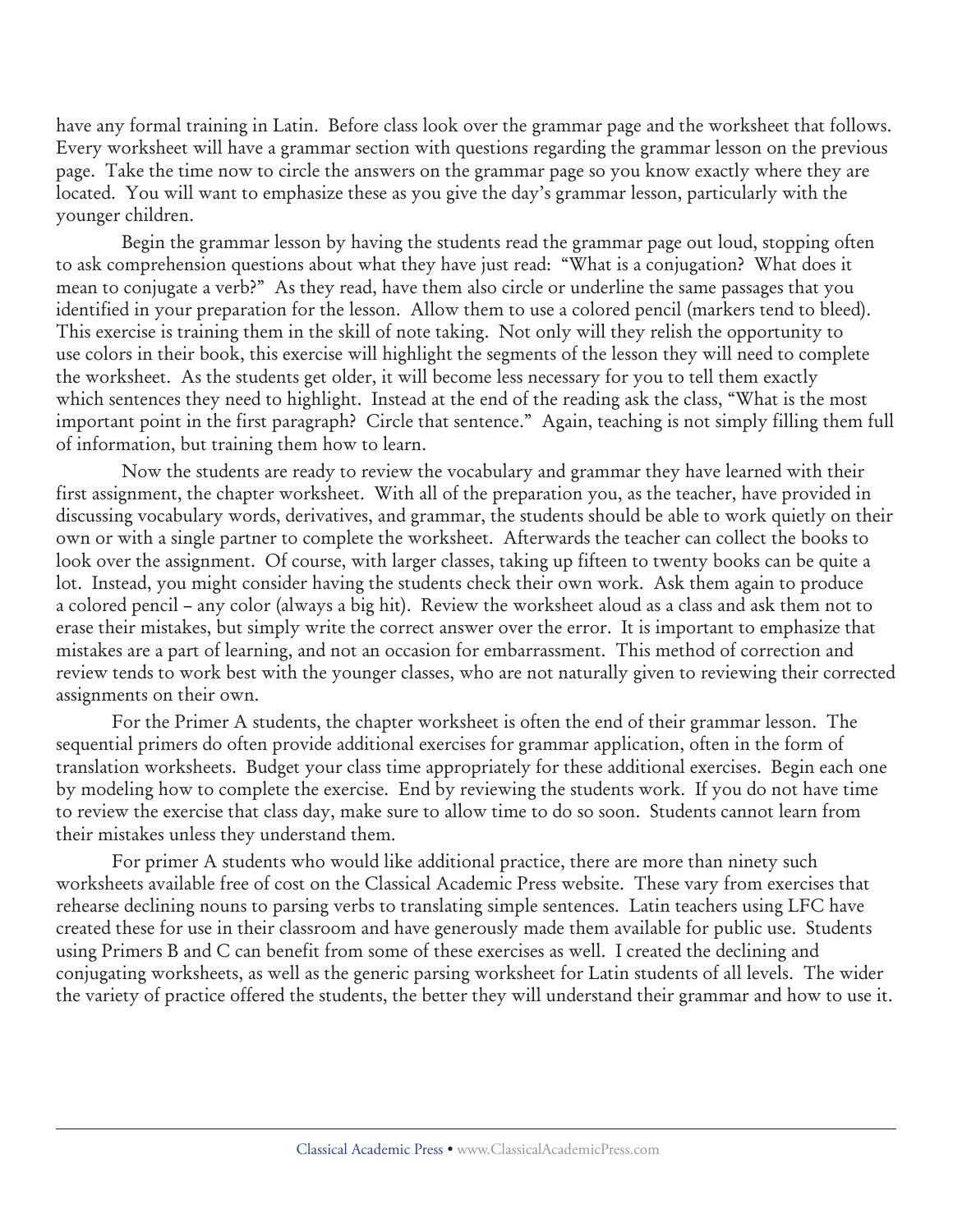have any formal training in Latin. Before class look over the grammar page and the worksheet that follows. Every worksheet will have a grammar section with questions regarding the grammar lesson on the previous page. Take the time now to circle the answers on the grammar page so you know exactly where they are located. You will want to emphasize these as you give the day's grammar lesson, particularly with the younger children.

Begin the grammar lesson by having the students read the grammar page out loud, stopping often to ask comprehension questions about what they have just read: "What is a conjugation? What does it mean to conjugate a verb?" As they read, have them also circle or underline the same passages that you identified in your preparation for the lesson. Allow them to use a colored pencil (markers tend to bleed). This exercise is training them in the skill of note taking. Not only will they relish the opportunity to use colors in their book, this exercise will highlight the segments of the lesson they will need to complete the worksheet. As the students get older, it will become less necessary for you to tell them exactly which sentences they need to highlight. Instead at the end of the reading ask the class, "What is the most important point in the first paragraph? Circle that sentence." Again, teaching is not simply filling them full of information, but training them how to learn.

Now the students are ready to review the vocabulary and grammar they have learned with their first assignment, the chapter worksheet. With all of the preparation you, as the teacher, have provided in discussing vocabulary words, derivatives, and grammar, the students should be able to work quietly on their own or with a single partner to complete the worksheet. Afterwards the teacher can collect the books to look over the assignment. Of course, with larger classes, taking up fifteen to twenty books can be quite a lot. Instead, you might consider having the students check their own work. Ask them again to produce a colored pencil – any color (always a big hit). Review the worksheet aloud as a class and ask them not to erase their mistakes, but simply write the correct answer over the error. It is important to emphasize that mistakes are a part of learning, and not an occasion for embarrassment. This method of correction and review tends to work best with the younger classes, who are not naturally given to reviewing their corrected assignments on their own.

For the Primer A students, the chapter worksheet is often the end of their grammar lesson. The sequential primers do often provide additional exercises for grammar application, often in the form of translation worksheets. Budget your class time appropriately for these additional exercises. Begin each one by modeling how to complete the exercise. End by reviewing the students work. If you do not have time to review the exercise that class day, make sure to allow time to do so soon. Students cannot learn from their mistakes unless they understand them.

For primer A students who would like additional practice, there are more than ninety such worksheets available free of cost on the Classical Academic Press website. These vary from exercises that rehearse declining nouns to parsing verbs to translating simple sentences. Latin teachers using LFC have created these for use in their classroom and have generously made them available for public use. Students using Primers B and C can benefit from some of these exercises as well. I created the declining and conjugating worksheets, as well as the generic parsing worksheet for Latin students of all levels. The wider the variety of practice offered the students, the better they will understand their grammar and how to use it.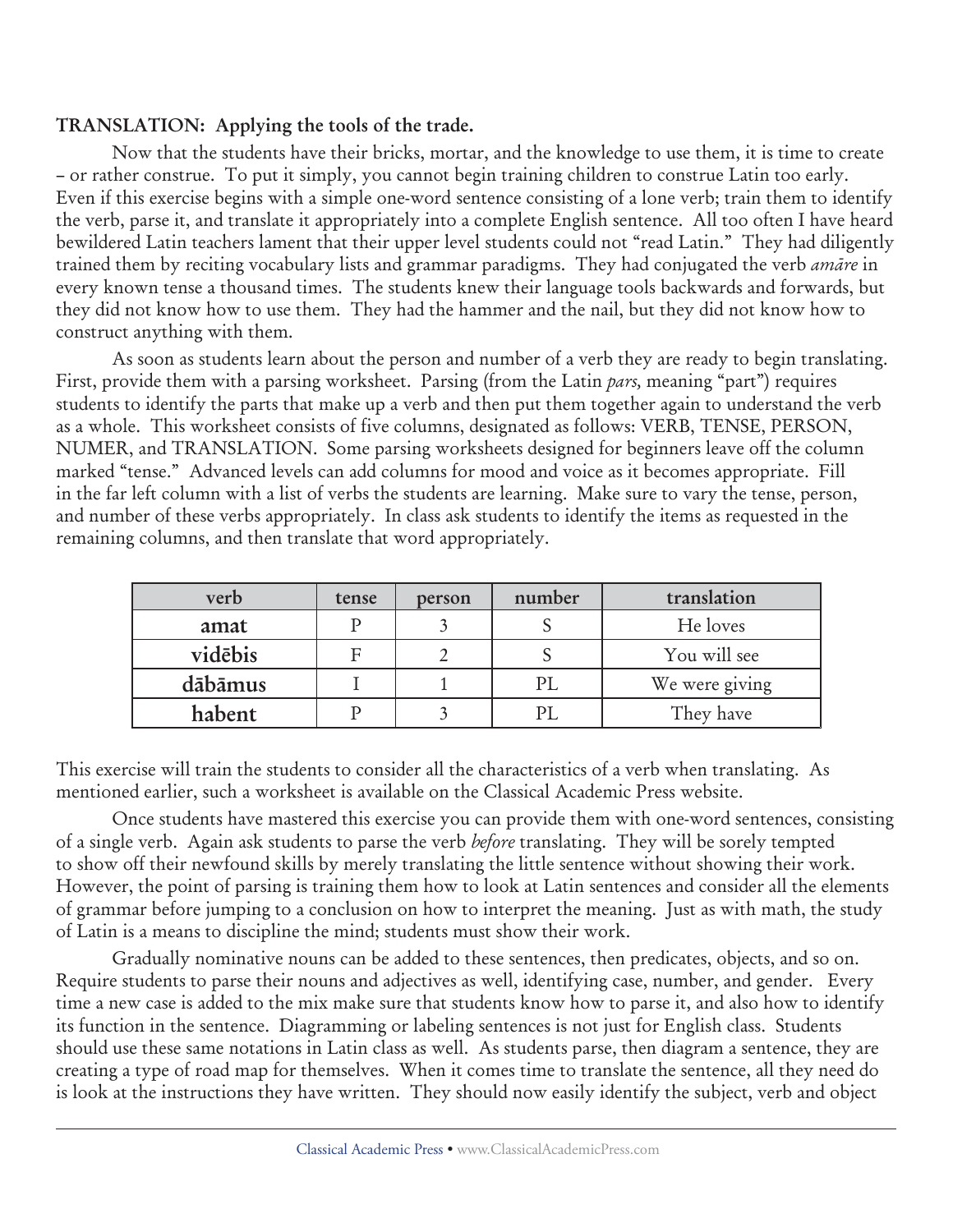**TRANSLATION: Applying the tools of the trade.**

Now that the students have their bricks, mortar, and the knowledge to use them, it is time to create – or rather construe. To put it simply, you cannot begin training children to construe Latin too early. Even if this exercise begins with a simple one-word sentence consisting of a lone verb; train them to identify the verb, parse it, and translate it appropriately into a complete English sentence. All too often I have heard bewildered Latin teachers lament that their upper level students could not "read Latin." They had diligently trained them by reciting vocabulary lists and grammar paradigms. They had conjugated the verb *amāre* in every known tense a thousand times. The students knew their language tools backwards and forwards, but they did not know how to use them. They had the hammer and the nail, but they did not know how to construct anything with them.

As soon as students learn about the person and number of a verb they are ready to begin translating. First, provide them with a parsing worksheet. Parsing (from the Latin *pars,* meaning "part") requires students to identify the parts that make up a verb and then put them together again to understand the verb as a whole. This worksheet consists of five columns, designated as follows: VERB, TENSE, PERSON, NUMER, and TRANSLATION. Some parsing worksheets designed for beginners leave off the column marked "tense." Advanced levels can add columns for mood and voice as it becomes appropriate. Fill in the far left column with a list of verbs the students are learning. Make sure to vary the tense, person, and number of these verbs appropriately. In class ask students to identify the items as requested in the remaining columns, and then translate that word appropriately.

| verb | tense | person | number | translation |
|---|---|---|---|---|
| **amat** | P | 3 | S | He loves |
| **vidēbis** | F | 2 | S | You will see |
| **dābāmus** | I | 1 | PL | We were giving |
| **habent** | P | 3 | PL | They have |

This exercise will train the students to consider all the characteristics of a verb when translating. As mentioned earlier, such a worksheet is available on the Classical Academic Press website.

Once students have mastered this exercise you can provide them with one-word sentences, consisting of a single verb. Again ask students to parse the verb *before* translating. They will be sorely tempted to show off their newfound skills by merely translating the little sentence without showing their work. However, the point of parsing is training them how to look at Latin sentences and consider all the elements of grammar before jumping to a conclusion on how to interpret the meaning. Just as with math, the study of Latin is a means to discipline the mind; students must show their work.

Gradually nominative nouns can be added to these sentences, then predicates, objects, and so on. Require students to parse their nouns and adjectives as well, identifying case, number, and gender. Every time a new case is added to the mix make sure that students know how to parse it, and also how to identify its function in the sentence. Diagramming or labeling sentences is not just for English class. Students should use these same notations in Latin class as well. As students parse, then diagram a sentence, they are creating a type of road map for themselves. When it comes time to translate the sentence, all they need do is look at the instructions they have written. They should now easily identify the subject, verb and object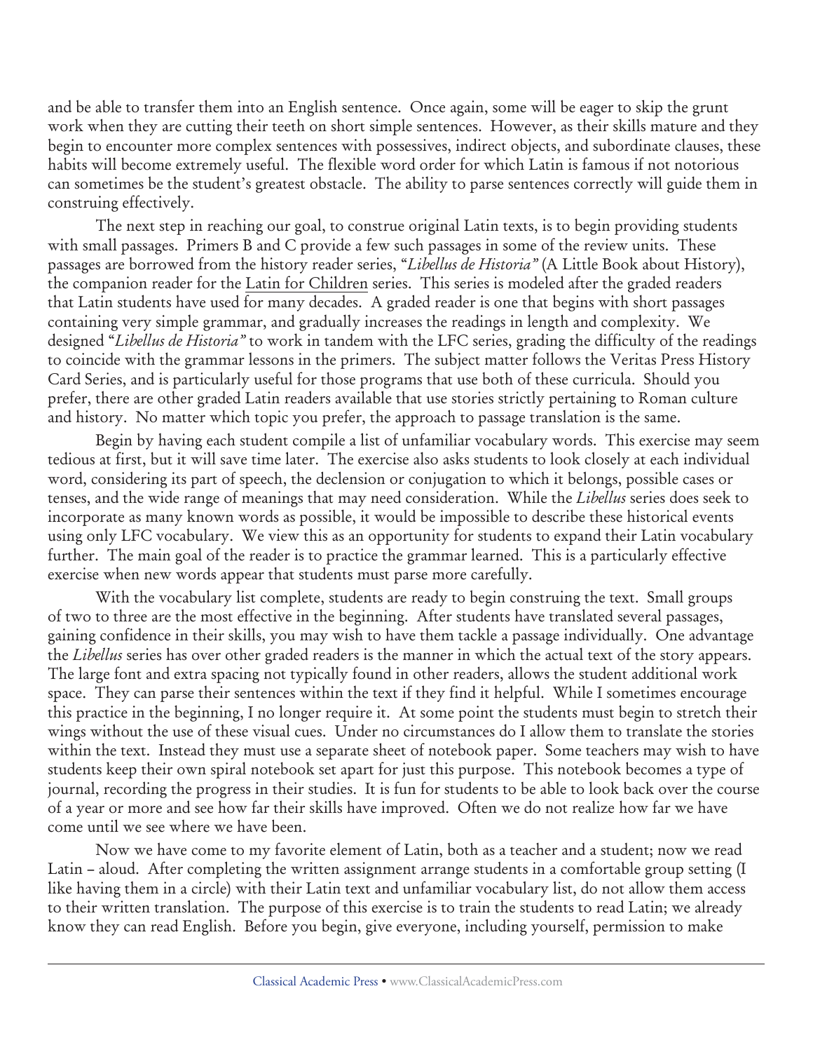and be able to transfer them into an English sentence. Once again, some will be eager to skip the grunt work when they are cutting their teeth on short simple sentences. However, as their skills mature and they begin to encounter more complex sentences with possessives, indirect objects, and subordinate clauses, these habits will become extremely useful. The flexible word order for which Latin is famous if not notorious can sometimes be the student's greatest obstacle. The ability to parse sentences correctly will guide them in construing effectively.

The next step in reaching our goal, to construe original Latin texts, is to begin providing students with small passages. Primers B and C provide a few such passages in some of the review units. These passages are borrowed from the history reader series, "*Libellus de Historia*" (A Little Book about History), the companion reader for the Latin for Children series. This series is modeled after the graded readers that Latin students have used for many decades. A graded reader is one that begins with short passages containing very simple grammar, and gradually increases the readings in length and complexity. We designed "*Libellus de Historia*" to work in tandem with the LFC series, grading the difficulty of the readings to coincide with the grammar lessons in the primers. The subject matter follows the Veritas Press History Card Series, and is particularly useful for those programs that use both of these curricula. Should you prefer, there are other graded Latin readers available that use stories strictly pertaining to Roman culture and history. No matter which topic you prefer, the approach to passage translation is the same.

Begin by having each student compile a list of unfamiliar vocabulary words. This exercise may seem tedious at first, but it will save time later. The exercise also asks students to look closely at each individual word, considering its part of speech, the declension or conjugation to which it belongs, possible cases or tenses, and the wide range of meanings that may need consideration. While the *Libellus* series does seek to incorporate as many known words as possible, it would be impossible to describe these historical events using only LFC vocabulary. We view this as an opportunity for students to expand their Latin vocabulary further. The main goal of the reader is to practice the grammar learned. This is a particularly effective exercise when new words appear that students must parse more carefully.

With the vocabulary list complete, students are ready to begin construing the text. Small groups of two to three are the most effective in the beginning. After students have translated several passages, gaining confidence in their skills, you may wish to have them tackle a passage individually. One advantage the *Libellus* series has over other graded readers is the manner in which the actual text of the story appears. The large font and extra spacing not typically found in other readers, allows the student additional work space. They can parse their sentences within the text if they find it helpful. While I sometimes encourage this practice in the beginning, I no longer require it. At some point the students must begin to stretch their wings without the use of these visual cues. Under no circumstances do I allow them to translate the stories within the text. Instead they must use a separate sheet of notebook paper. Some teachers may wish to have students keep their own spiral notebook set apart for just this purpose. This notebook becomes a type of journal, recording the progress in their studies. It is fun for students to be able to look back over the course of a year or more and see how far their skills have improved. Often we do not realize how far we have come until we see where we have been.

Now we have come to my favorite element of Latin, both as a teacher and a student; now we read Latin – aloud. After completing the written assignment arrange students in a comfortable group setting (I like having them in a circle) with their Latin text and unfamiliar vocabulary list, do not allow them access to their written translation. The purpose of this exercise is to train the students to read Latin; we already know they can read English. Before you begin, give everyone, including yourself, permission to make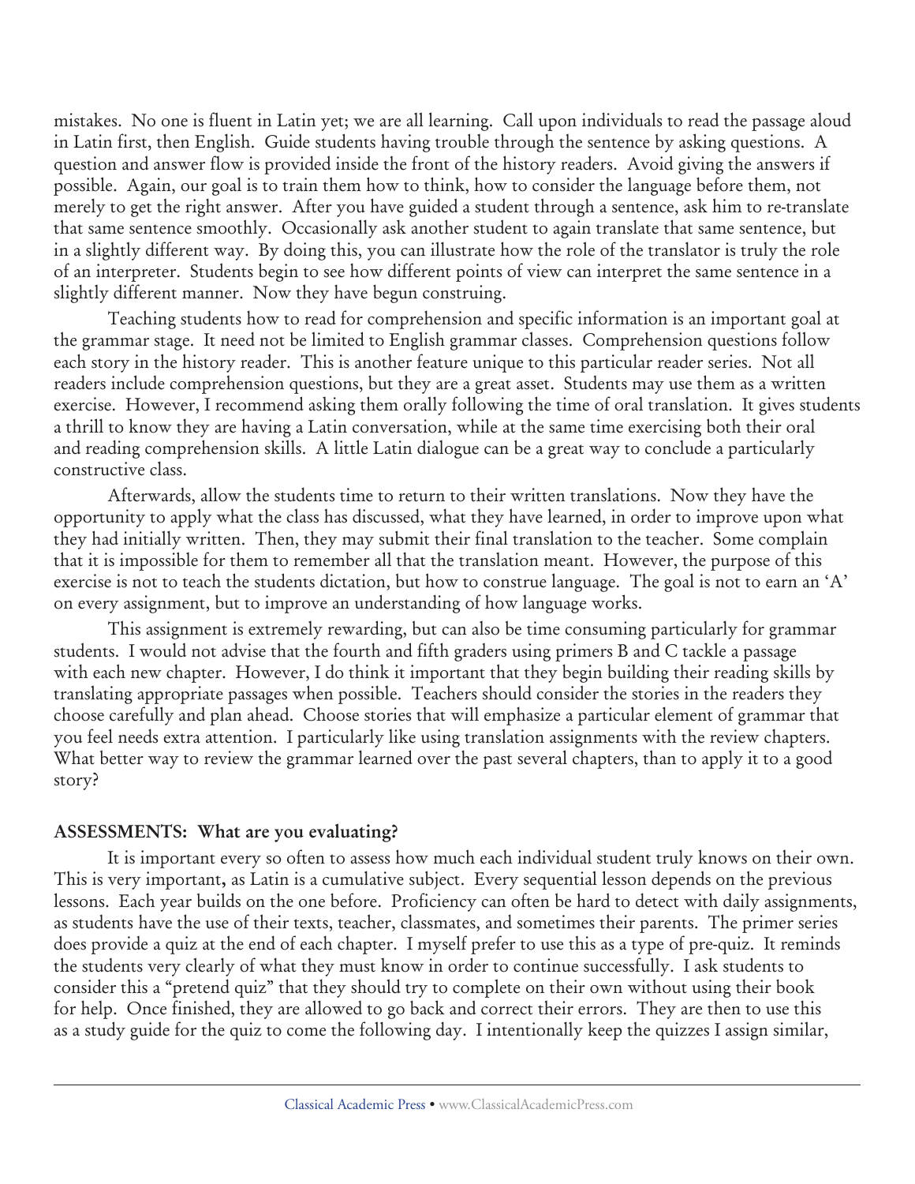mistakes. No one is fluent in Latin yet; we are all learning. Call upon individuals to read the passage aloud in Latin first, then English. Guide students having trouble through the sentence by asking questions. A question and answer flow is provided inside the front of the history readers. Avoid giving the answers if possible. Again, our goal is to train them how to think, how to consider the language before them, not merely to get the right answer. After you have guided a student through a sentence, ask him to re-translate that same sentence smoothly. Occasionally ask another student to again translate that same sentence, but in a slightly different way. By doing this, you can illustrate how the role of the translator is truly the role of an interpreter. Students begin to see how different points of view can interpret the same sentence in a slightly different manner. Now they have begun construing.

Teaching students how to read for comprehension and specific information is an important goal at the grammar stage. It need not be limited to English grammar classes. Comprehension questions follow each story in the history reader. This is another feature unique to this particular reader series. Not all readers include comprehension questions, but they are a great asset. Students may use them as a written exercise. However, I recommend asking them orally following the time of oral translation. It gives students a thrill to know they are having a Latin conversation, while at the same time exercising both their oral and reading comprehension skills. A little Latin dialogue can be a great way to conclude a particularly constructive class.

Afterwards, allow the students time to return to their written translations. Now they have the opportunity to apply what the class has discussed, what they have learned, in order to improve upon what they had initially written. Then, they may submit their final translation to the teacher. Some complain that it is impossible for them to remember all that the translation meant. However, the purpose of this exercise is not to teach the students dictation, but how to construe language. The goal is not to earn an 'A' on every assignment, but to improve an understanding of how language works.

This assignment is extremely rewarding, but can also be time consuming particularly for grammar students. I would not advise that the fourth and fifth graders using primers B and C tackle a passage with each new chapter. However, I do think it important that they begin building their reading skills by translating appropriate passages when possible. Teachers should consider the stories in the readers they choose carefully and plan ahead. Choose stories that will emphasize a particular element of grammar that you feel needs extra attention. I particularly like using translation assignments with the review chapters. What better way to review the grammar learned over the past several chapters, than to apply it to a good story?

**ASSESSMENTS: What are you evaluating?**

It is important every so often to assess how much each individual student truly knows on their own. This is very important, as Latin is a cumulative subject. Every sequential lesson depends on the previous lessons. Each year builds on the one before. Proficiency can often be hard to detect with daily assignments, as students have the use of their texts, teacher, classmates, and sometimes their parents. The primer series does provide a quiz at the end of each chapter. I myself prefer to use this as a type of pre-quiz. It reminds the students very clearly of what they must know in order to continue successfully. I ask students to consider this a "pretend quiz" that they should try to complete on their own without using their book for help. Once finished, they are allowed to go back and correct their errors. They are then to use this as a study guide for the quiz to come the following day. I intentionally keep the quizzes I assign similar,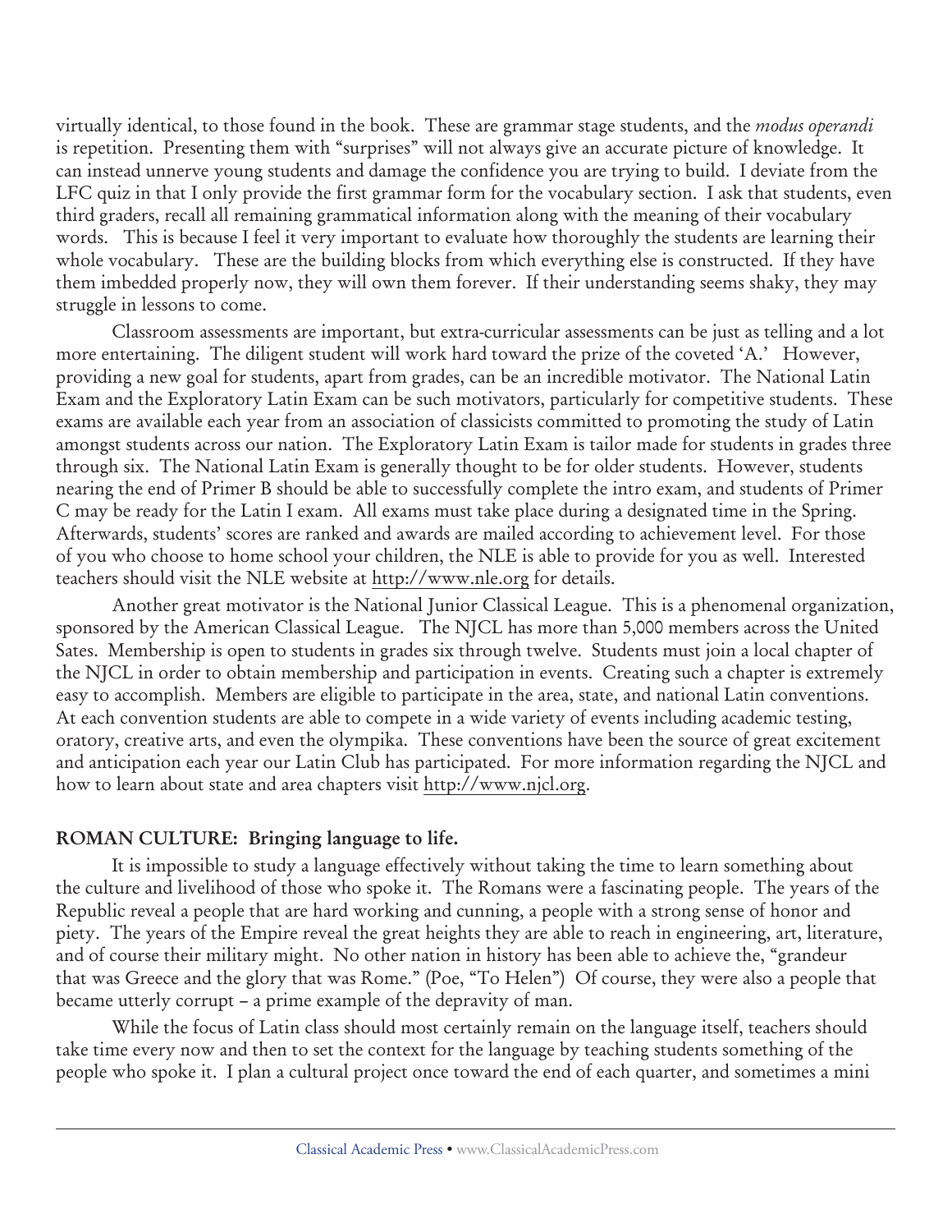virtually identical, to those found in the book. These are grammar stage students, and the *modus operandi* is repetition. Presenting them with "surprises" will not always give an accurate picture of knowledge. It can instead unnerve young students and damage the confidence you are trying to build. I deviate from the LFC quiz in that I only provide the first grammar form for the vocabulary section. I ask that students, even third graders, recall all remaining grammatical information along with the meaning of their vocabulary words. This is because I feel it very important to evaluate how thoroughly the students are learning their whole vocabulary. These are the building blocks from which everything else is constructed. If they have them imbedded properly now, they will own them forever. If their understanding seems shaky, they may struggle in lessons to come.

Classroom assessments are important, but extra-curricular assessments can be just as telling and a lot more entertaining. The diligent student will work hard toward the prize of the coveted 'A.' However, providing a new goal for students, apart from grades, can be an incredible motivator. The National Latin Exam and the Exploratory Latin Exam can be such motivators, particularly for competitive students. These exams are available each year from an association of classicists committed to promoting the study of Latin amongst students across our nation. The Exploratory Latin Exam is tailor made for students in grades three through six. The National Latin Exam is generally thought to be for older students. However, students nearing the end of Primer B should be able to successfully complete the intro exam, and students of Primer C may be ready for the Latin I exam. All exams must take place during a designated time in the Spring. Afterwards, students' scores are ranked and awards are mailed according to achievement level. For those of you who choose to home school your children, the NLE is able to provide for you as well. Interested teachers should visit the NLE website at http://www.nle.org for details.

Another great motivator is the National Junior Classical League. This is a phenomenal organization, sponsored by the American Classical League. The NJCL has more than 5,000 members across the United Sates. Membership is open to students in grades six through twelve. Students must join a local chapter of the NJCL in order to obtain membership and participation in events. Creating such a chapter is extremely easy to accomplish. Members are eligible to participate in the area, state, and national Latin conventions. At each convention students are able to compete in a wide variety of events including academic testing, oratory, creative arts, and even the olympika. These conventions have been the source of great excitement and anticipation each year our Latin Club has participated. For more information regarding the NJCL and how to learn about state and area chapters visit http://www.njcl.org.

## ROMAN CULTURE: Bringing language to life.

It is impossible to study a language effectively without taking the time to learn something about the culture and livelihood of those who spoke it. The Romans were a fascinating people. The years of the Republic reveal a people that are hard working and cunning, a people with a strong sense of honor and piety. The years of the Empire reveal the great heights they are able to reach in engineering, art, literature, and of course their military might. No other nation in history has been able to achieve the, "grandeur that was Greece and the glory that was Rome." (Poe, "To Helen") Of course, they were also a people that became utterly corrupt – a prime example of the depravity of man.

While the focus of Latin class should most certainly remain on the language itself, teachers should take time every now and then to set the context for the language by teaching students something of the people who spoke it. I plan a cultural project once toward the end of each quarter, and sometimes a mini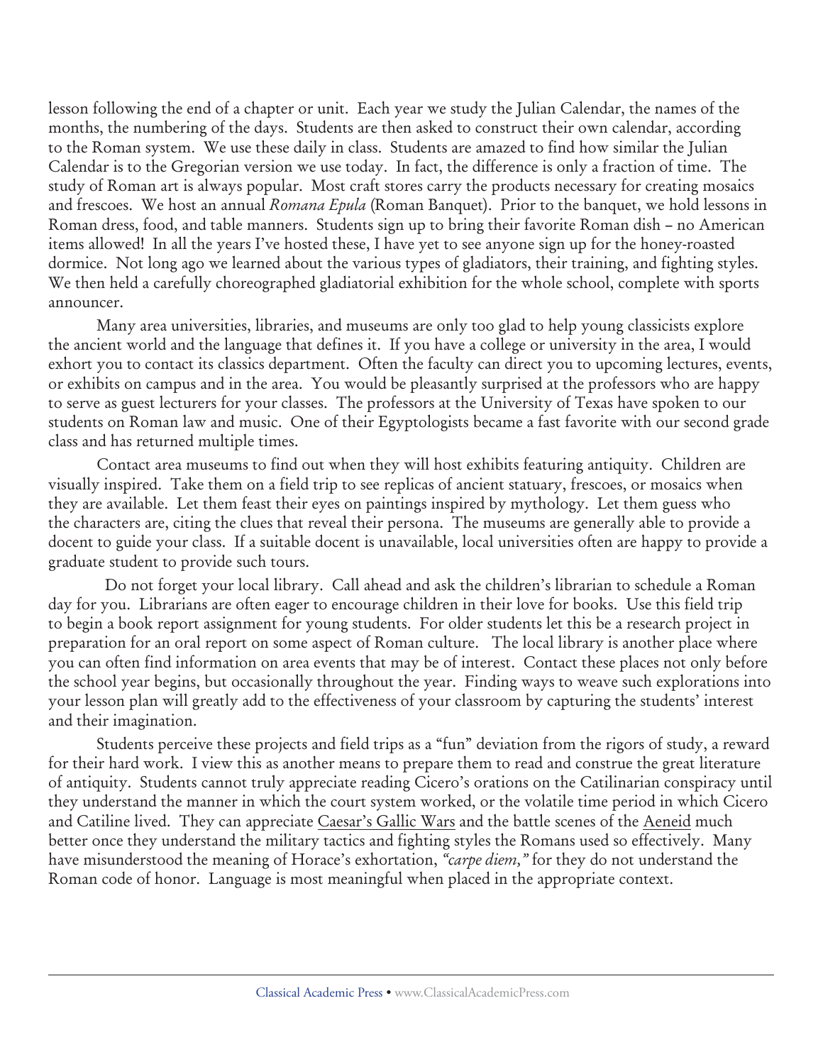lesson following the end of a chapter or unit. Each year we study the Julian Calendar, the names of the months, the numbering of the days. Students are then asked to construct their own calendar, according to the Roman system. We use these daily in class. Students are amazed to find how similar the Julian Calendar is to the Gregorian version we use today. In fact, the difference is only a fraction of time. The study of Roman art is always popular. Most craft stores carry the products necessary for creating mosaics and frescoes. We host an annual *Romana Epula* (Roman Banquet). Prior to the banquet, we hold lessons in Roman dress, food, and table manners. Students sign up to bring their favorite Roman dish – no American items allowed! In all the years I've hosted these, I have yet to see anyone sign up for the honey-roasted dormice. Not long ago we learned about the various types of gladiators, their training, and fighting styles. We then held a carefully choreographed gladiatorial exhibition for the whole school, complete with sports announcer.

Many area universities, libraries, and museums are only too glad to help young classicists explore the ancient world and the language that defines it. If you have a college or university in the area, I would exhort you to contact its classics department. Often the faculty can direct you to upcoming lectures, events, or exhibits on campus and in the area. You would be pleasantly surprised at the professors who are happy to serve as guest lecturers for your classes. The professors at the University of Texas have spoken to our students on Roman law and music. One of their Egyptologists became a fast favorite with our second grade class and has returned multiple times.

Contact area museums to find out when they will host exhibits featuring antiquity. Children are visually inspired. Take them on a field trip to see replicas of ancient statuary, frescoes, or mosaics when they are available. Let them feast their eyes on paintings inspired by mythology. Let them guess who the characters are, citing the clues that reveal their persona. The museums are generally able to provide a docent to guide your class. If a suitable docent is unavailable, local universities often are happy to provide a graduate student to provide such tours.

Do not forget your local library. Call ahead and ask the children's librarian to schedule a Roman day for you. Librarians are often eager to encourage children in their love for books. Use this field trip to begin a book report assignment for young students. For older students let this be a research project in preparation for an oral report on some aspect of Roman culture. The local library is another place where you can often find information on area events that may be of interest. Contact these places not only before the school year begins, but occasionally throughout the year. Finding ways to weave such explorations into your lesson plan will greatly add to the effectiveness of your classroom by capturing the students' interest and their imagination.

Students perceive these projects and field trips as a "fun" deviation from the rigors of study, a reward for their hard work. I view this as another means to prepare them to read and construe the great literature of antiquity. Students cannot truly appreciate reading Cicero's orations on the Catilinarian conspiracy until they understand the manner in which the court system worked, or the volatile time period in which Cicero and Catiline lived. They can appreciate Caesar's Gallic Wars and the battle scenes of the Aeneid much better once they understand the military tactics and fighting styles the Romans used so effectively. Many have misunderstood the meaning of Horace's exhortation, *"carpe diem,"* for they do not understand the Roman code of honor. Language is most meaningful when placed in the appropriate context.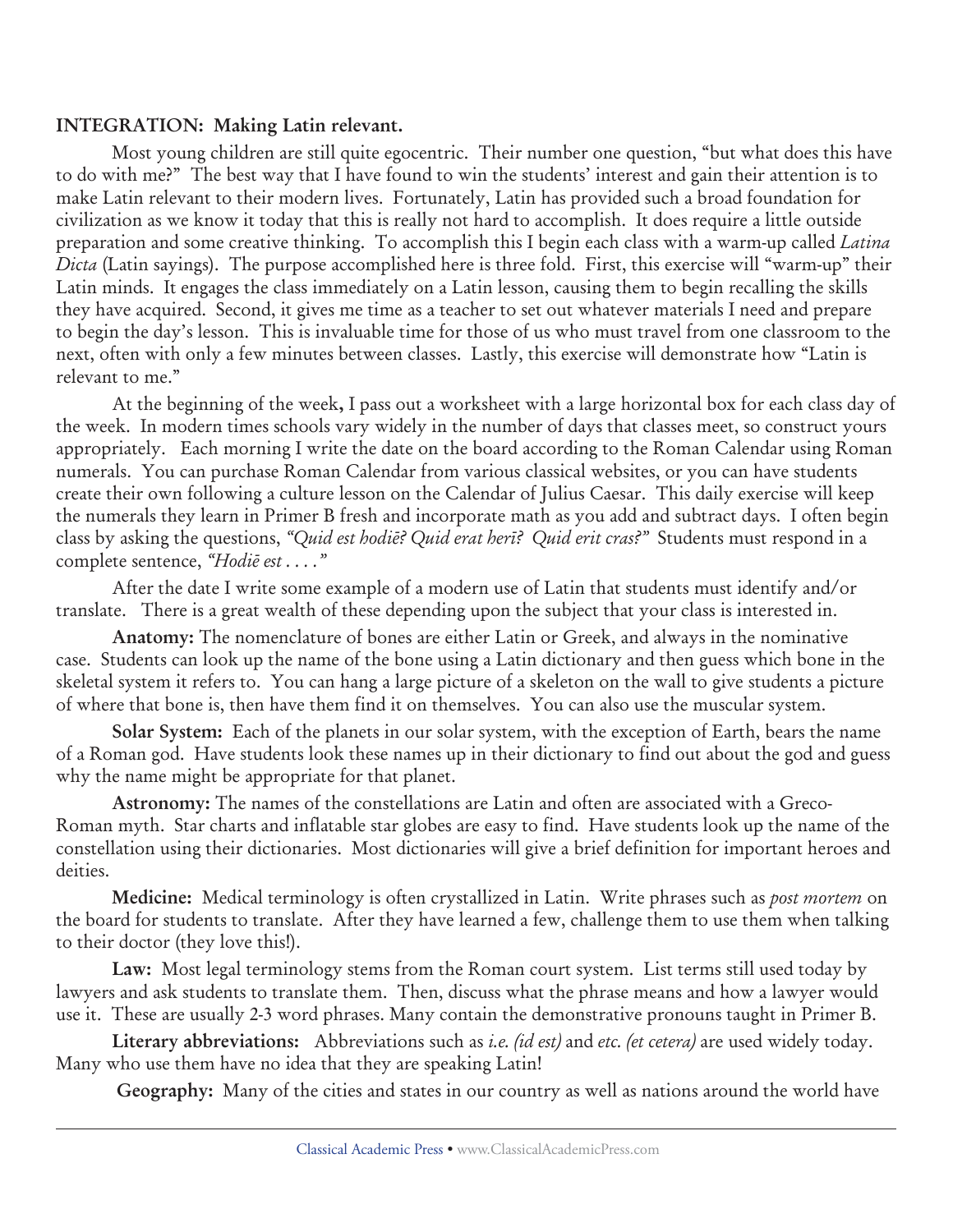**INTEGRATION: Making Latin relevant.**

Most young children are still quite egocentric. Their number one question, "but what does this have to do with me?" The best way that I have found to win the students' interest and gain their attention is to make Latin relevant to their modern lives. Fortunately, Latin has provided such a broad foundation for civilization as we know it today that this is really not hard to accomplish. It does require a little outside preparation and some creative thinking. To accomplish this I begin each class with a warm-up called *Latina Dicta* (Latin sayings). The purpose accomplished here is three fold. First, this exercise will "warm-up" their Latin minds. It engages the class immediately on a Latin lesson, causing them to begin recalling the skills they have acquired. Second, it gives me time as a teacher to set out whatever materials I need and prepare to begin the day's lesson. This is invaluable time for those of us who must travel from one classroom to the next, often with only a few minutes between classes. Lastly, this exercise will demonstrate how "Latin is relevant to me."

At the beginning of the week**,** I pass out a worksheet with a large horizontal box for each class day of the week. In modern times schools vary widely in the number of days that classes meet, so construct yours appropriately. Each morning I write the date on the board according to the Roman Calendar using Roman numerals. You can purchase Roman Calendar from various classical websites, or you can have students create their own following a culture lesson on the Calendar of Julius Caesar. This daily exercise will keep the numerals they learn in Primer B fresh and incorporate math as you add and subtract days. I often begin class by asking the questions, *"Quid est hodiē? Quid erat herī? Quid erit cras?"* Students must respond in a complete sentence, *"Hodiē est . . . ."*

After the date I write some example of a modern use of Latin that students must identify and/or translate. There is a great wealth of these depending upon the subject that your class is interested in.

**Anatomy:** The nomenclature of bones are either Latin or Greek, and always in the nominative case. Students can look up the name of the bone using a Latin dictionary and then guess which bone in the skeletal system it refers to. You can hang a large picture of a skeleton on the wall to give students a picture of where that bone is, then have them find it on themselves. You can also use the muscular system.

**Solar System:** Each of the planets in our solar system, with the exception of Earth, bears the name of a Roman god. Have students look these names up in their dictionary to find out about the god and guess why the name might be appropriate for that planet.

**Astronomy:** The names of the constellations are Latin and often are associated with a Greco-Roman myth. Star charts and inflatable star globes are easy to find. Have students look up the name of the constellation using their dictionaries. Most dictionaries will give a brief definition for important heroes and deities.

**Medicine:** Medical terminology is often crystallized in Latin. Write phrases such as *post mortem* on the board for students to translate. After they have learned a few, challenge them to use them when talking to their doctor (they love this!).

**Law:** Most legal terminology stems from the Roman court system. List terms still used today by lawyers and ask students to translate them. Then, discuss what the phrase means and how a lawyer would use it. These are usually 2-3 word phrases. Many contain the demonstrative pronouns taught in Primer B.

**Literary abbreviations:** Abbreviations such as *i.e. (id est)* and *etc. (et cetera)* are used widely today. Many who use them have no idea that they are speaking Latin!

**Geography:** Many of the cities and states in our country as well as nations around the world have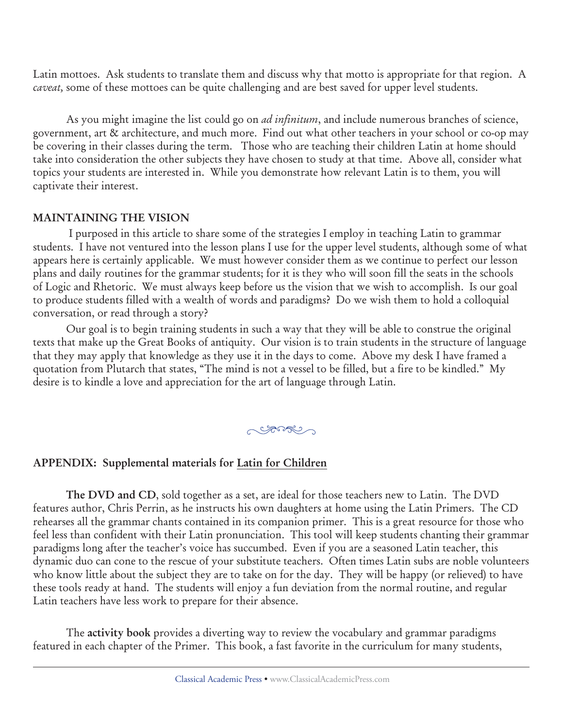Latin mottoes. Ask students to translate them and discuss why that motto is appropriate for that region. A *caveat,* some of these mottoes can be quite challenging and are best saved for upper level students.

As you might imagine the list could go on *ad infinitum*, and include numerous branches of science, government, art & architecture, and much more. Find out what other teachers in your school or co-op may be covering in their classes during the term. Those who are teaching their children Latin at home should take into consideration the other subjects they have chosen to study at that time. Above all, consider what topics your students are interested in. While you demonstrate how relevant Latin is to them, you will captivate their interest.

**MAINTAINING THE VISION**

I purposed in this article to share some of the strategies I employ in teaching Latin to grammar students. I have not ventured into the lesson plans I use for the upper level students, although some of what appears here is certainly applicable. We must however consider them as we continue to perfect our lesson plans and daily routines for the grammar students; for it is they who will soon fill the seats in the schools of Logic and Rhetoric. We must always keep before us the vision that we wish to accomplish. Is our goal to produce students filled with a wealth of words and paradigms? Do we wish them to hold a colloquial conversation, or read through a story?

Our goal is to begin training students in such a way that they will be able to construe the original texts that make up the Great Books of antiquity. Our vision is to train students in the structure of language that they may apply that knowledge as they use it in the days to come. Above my desk I have framed a quotation from Plutarch that states, "The mind is not a vessel to be filled, but a fire to be kindled." My desire is to kindle a love and appreciation for the art of language through Latin.

**APPENDIX: Supplemental materials for Latin for Children**

**The DVD and CD**, sold together as a set, are ideal for those teachers new to Latin. The DVD features author, Chris Perrin, as he instructs his own daughters at home using the Latin Primers. The CD rehearses all the grammar chants contained in its companion primer. This is a great resource for those who feel less than confident with their Latin pronunciation. This tool will keep students chanting their grammar paradigms long after the teacher's voice has succumbed. Even if you are a seasoned Latin teacher, this dynamic duo can cone to the rescue of your substitute teachers. Often times Latin subs are noble volunteers who know little about the subject they are to take on for the day. They will be happy (or relieved) to have these tools ready at hand. The students will enjoy a fun deviation from the normal routine, and regular Latin teachers have less work to prepare for their absence.

The **activity book** provides a diverting way to review the vocabulary and grammar paradigms featured in each chapter of the Primer. This book, a fast favorite in the curriculum for many students,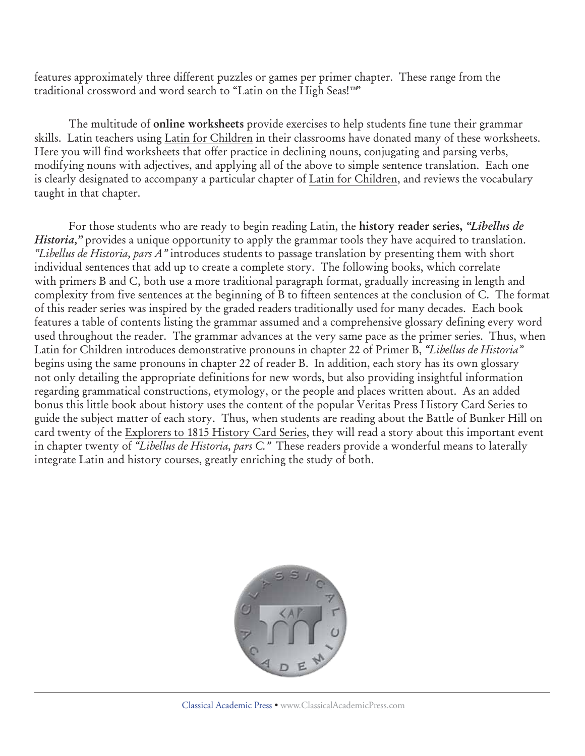features approximately three different puzzles or games per primer chapter. These range from the traditional crossword and word search to "Latin on the High Seas!™"

The multitude of **online worksheets** provide exercises to help students fine tune their grammar skills. Latin teachers using Latin for Children in their classrooms have donated many of these worksheets. Here you will find worksheets that offer practice in declining nouns, conjugating and parsing verbs, modifying nouns with adjectives, and applying all of the above to simple sentence translation. Each one is clearly designated to accompany a particular chapter of Latin for Children, and reviews the vocabulary taught in that chapter.

For those students who are ready to begin reading Latin, the **history reader series, *"Libellus de Historia,"*** provides a unique opportunity to apply the grammar tools they have acquired to translation. *"Libellus de Historia, pars A"* introduces students to passage translation by presenting them with short individual sentences that add up to create a complete story. The following books, which correlate with primers B and C, both use a more traditional paragraph format, gradually increasing in length and complexity from five sentences at the beginning of B to fifteen sentences at the conclusion of C. The format of this reader series was inspired by the graded readers traditionally used for many decades. Each book features a table of contents listing the grammar assumed and a comprehensive glossary defining every word used throughout the reader. The grammar advances at the very same pace as the primer series. Thus, when Latin for Children introduces demonstrative pronouns in chapter 22 of Primer B, *"Libellus de Historia"* begins using the same pronouns in chapter 22 of reader B. In addition, each story has its own glossary not only detailing the appropriate definitions for new words, but also providing insightful information regarding grammatical constructions, etymology, or the people and places written about. As an added bonus this little book about history uses the content of the popular Veritas Press History Card Series to guide the subject matter of each story. Thus, when students are reading about the Battle of Bunker Hill on card twenty of the Explorers to 1815 History Card Series, they will read a story about this important event in chapter twenty of *"Libellus de Historia, pars C."* These readers provide a wonderful means to laterally integrate Latin and history courses, greatly enriching the study of both.